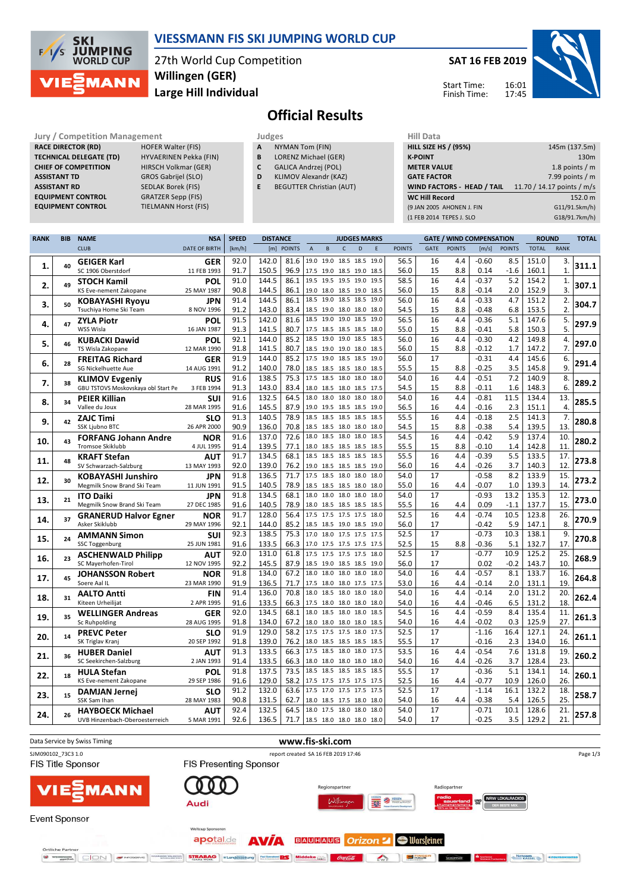# VIESSMANN FIS SKI JUMPING WORLD CUP

## 27th World Cup Competition
## Willingen (GER)
## Large Hill Individual

**SAT 16 FEB 2019**

Start Time: 16:01
Finish Time: 17:45

# Official Results

| Jury / Competition Management | |
|---|---|
| RACE DIRECTOR (RD) | HOFER Walter (FIS) |
| TECHNICAL DELEGATE (TD) | HYVAERINEN Pekka (FIN) |
| CHIEF OF COMPETITION | HIRSCH Volkmar (GER) |
| ASSISTANT TD | GROS Gabrijel (SLO) |
| ASSISTANT RD | SEDLAK Borek (FIS) |
| EQUIPMENT CONTROL | GRATZER Sepp (FIS) |
| EQUIPMENT CONTROL | TIELMANN Horst (FIS) |

| Judges | |
|---|---|
| A | NYMAN Tom (FIN) |
| B | LORENZ Michael (GER) |
| C | GALICA Andrzej (POL) |
| D | KLIMOV Alexandr (KAZ) |
| E | BEGUTTER Christian (AUT) |

| Hill Data | |
|---|---|
| HILL SIZE HS / (95%) | 145m (137.5m) |
| K-POINT | 130m |
| METER VALUE | 1.8 points / m |
| GATE FACTOR | 7.99 points / m |
| WIND FACTORS - HEAD / TAIL | 11.70 / 14.17 points / m/s |
| WC Hill Record | 152.0 m |
| (9 JAN 2005 AHONEN J. FIN | G11/91.5km/h) |
| (1 FEB 2014 TEPES J. SLO | G18/91.7km/h) |

| RANK | BIB | NAME / CLUB | NSA / DATE OF BIRTH | SPEED [km/h] | DISTANCE [m] | DISTANCE POINTS | A | B | C | D | E | JUDGES POINTS | GATE | GATE POINTS | WIND [m/s] | WIND POINTS | ROUND TOTAL | ROUND RANK | TOTAL |
|---|---|---|---|---|---|---|---|---|---|---|---|---|---|---|---|---|---|---|---|
| 1. | 40 | GEIGER Karl | GER | 92.0 | 142.0 | 81.6 | 19.0 | 19.0 | 18.5 | 18.5 | 19.0 | 56.5 | 16 | 4.4 | -0.60 | 8.5 | 151.0 | 3. | 311.1 |
| | | SC 1906 Oberstdorf | 11 FEB 1993 | 91.7 | 150.5 | 96.9 | 17.5 | 19.0 | 18.5 | 19.0 | 18.5 | 56.0 | 15 | 8.8 | 0.14 | -1.6 | 160.1 | 1. | |
| 2. | 49 | STOCH Kamil | POL | 91.0 | 144.5 | 86.1 | 19.5 | 19.5 | 19.5 | 19.0 | 19.5 | 58.5 | 16 | 4.4 | -0.37 | 5.2 | 154.2 | 1. | 307.1 |
| | | KS Eve-nement Zakopane | 25 MAY 1987 | 90.8 | 144.5 | 86.1 | 19.0 | 18.0 | 18.5 | 19.0 | 18.5 | 56.0 | 15 | 8.8 | -0.14 | 2.0 | 152.9 | 3. | |
| 3. | 50 | KOBAYASHI Ryoyu | JPN | 91.4 | 144.5 | 86.1 | 18.5 | 19.0 | 18.5 | 18.5 | 19.0 | 56.0 | 16 | 4.4 | -0.33 | 4.7 | 151.2 | 2. | 304.7 |
| | | Tsuchiya Home Ski Team | 8 NOV 1996 | 91.2 | 143.0 | 83.4 | 18.5 | 19.0 | 18.0 | 18.0 | 18.0 | 54.5 | 15 | 8.8 | -0.48 | 6.8 | 153.5 | 2. | |
| 4. | 47 | ZYLA Piotr | POL | 91.5 | 142.0 | 81.6 | 18.5 | 19.0 | 19.0 | 18.5 | 19.0 | 56.5 | 16 | 4.4 | -0.36 | 5.1 | 147.6 | 5. | 297.9 |
| | | WSS Wisla | 16 JAN 1987 | 91.3 | 141.5 | 80.7 | 17.5 | 18.5 | 18.5 | 18.5 | 18.0 | 55.0 | 15 | 8.8 | -0.41 | 5.8 | 150.3 | 5. | |
| 5. | 46 | KUBACKI Dawid | POL | 92.1 | 144.0 | 85.2 | 18.5 | 19.0 | 19.0 | 18.5 | 18.5 | 56.0 | 16 | 4.4 | -0.30 | 4.2 | 149.8 | 4. | 297.0 |
| | | TS Wisla Zakopane | 12 MAR 1990 | 91.8 | 141.5 | 80.7 | 18.5 | 19.0 | 19.0 | 18.0 | 18.5 | 56.0 | 15 | 8.8 | -0.12 | 1.7 | 147.2 | 7. | |
| 6. | 28 | FREITAG Richard | GER | 91.9 | 144.0 | 85.2 | 17.5 | 19.0 | 18.5 | 18.5 | 19.0 | 56.0 | 17 | | -0.31 | 4.4 | 145.6 | 6. | 291.4 |
| | | SG Nickelhuette Aue | 14 AUG 1991 | 91.2 | 140.0 | 78.0 | 18.5 | 18.5 | 18.5 | 18.0 | 18.5 | 55.5 | 15 | 8.8 | -0.25 | 3.5 | 145.8 | 9. | |
| 7. | 38 | KLIMOV Evgeniy | RUS | 91.6 | 138.5 | 75.3 | 17.5 | 18.5 | 18.0 | 18.0 | 18.0 | 54.0 | 16 | 4.4 | -0.51 | 7.2 | 140.9 | 8. | 289.2 |
| | | GBU TSTOVS Moskovskaya obl Start Pe | 3 FEB 1994 | 91.3 | 143.0 | 83.4 | 18.0 | 18.5 | 18.0 | 18.5 | 17.5 | 54.5 | 15 | 8.8 | -0.11 | 1.6 | 148.3 | 6. | |
| 8. | 34 | PEIER Killian | SUI | 91.6 | 132.5 | 64.5 | 18.0 | 18.0 | 18.0 | 18.0 | 18.0 | 54.0 | 16 | 4.4 | -0.81 | 11.5 | 134.4 | 13. | 285.5 |
| | | Vallee du Joux | 28 MAR 1995 | 91.6 | 145.5 | 87.9 | 19.0 | 19.5 | 18.5 | 18.5 | 19.0 | 56.5 | 16 | 4.4 | -0.16 | 2.3 | 151.1 | 4. | |
| 9. | 42 | ZAJC Timi | SLO | 91.3 | 140.5 | 78.9 | 18.5 | 18.5 | 18.5 | 18.5 | 18.5 | 55.5 | 16 | 4.4 | -0.18 | 2.5 | 141.3 | 7. | 280.8 |
| | | SSK Ljubno BTC | 26 APR 2000 | 90.9 | 136.0 | 70.8 | 18.5 | 18.5 | 18.0 | 18.0 | 18.0 | 54.5 | 15 | 8.8 | -0.38 | 5.4 | 139.5 | 13. | |
| 10. | 43 | FORFANG Johann Andre | NOR | 91.6 | 137.0 | 72.6 | 18.0 | 18.5 | 18.0 | 18.0 | 18.5 | 54.5 | 16 | 4.4 | -0.42 | 5.9 | 137.4 | 10. | 280.2 |
| | | Tromsoe Skiklubb | 4 JUL 1995 | 91.4 | 139.5 | 77.1 | 18.0 | 18.5 | 18.5 | 18.5 | 18.5 | 55.5 | 15 | 8.8 | -0.10 | 1.4 | 142.8 | 11. | |
| 11. | 48 | KRAFT Stefan | AUT | 91.7 | 134.5 | 68.1 | 18.5 | 18.5 | 18.5 | 18.5 | 18.5 | 55.5 | 16 | 4.4 | -0.39 | 5.5 | 133.5 | 17. | 273.8 |
| | | SV Schwarzach-Salzburg | 13 MAY 1993 | 92.0 | 139.0 | 76.2 | 19.0 | 18.5 | 18.5 | 18.5 | 19.0 | 56.0 | 16 | 4.4 | -0.26 | 3.7 | 140.3 | 12. | |
| 12. | 30 | KOBAYASHI Junshiro | JPN | 91.8 | 136.5 | 71.7 | 17.5 | 18.5 | 18.0 | 18.0 | 18.0 | 54.0 | 17 | | -0.58 | 8.2 | 133.9 | 15. | 273.2 |
| | | Megmilk Snow Brand Ski Team | 11 JUN 1991 | 91.5 | 140.5 | 78.9 | 18.5 | 18.5 | 18.5 | 18.0 | 18.0 | 55.0 | 16 | 4.4 | -0.07 | 1.0 | 139.3 | 14. | |
| 13. | 21 | ITO Daiki | JPN | 91.8 | 134.5 | 68.1 | 18.0 | 18.0 | 18.0 | 18.0 | 18.0 | 54.0 | 17 | | -0.93 | 13.2 | 135.3 | 12. | 273.0 |
| | | Megmilk Snow Brand Ski Team | 27 DEC 1985 | 91.6 | 140.5 | 78.9 | 18.0 | 18.5 | 18.5 | 18.5 | 18.5 | 55.5 | 16 | 4.4 | 0.09 | -1.1 | 137.7 | 15. | |
| 14. | 37 | GRANERUD Halvor Egner | NOR | 91.7 | 128.0 | 56.4 | 17.5 | 17.5 | 17.5 | 17.5 | 18.0 | 52.5 | 16 | 4.4 | -0.74 | 10.5 | 123.8 | 26. | 270.9 |
| | | Asker Skiklubb | 29 MAY 1996 | 92.1 | 144.0 | 85.2 | 18.5 | 18.5 | 19.0 | 18.5 | 19.0 | 56.0 | 17 | | -0.42 | 5.9 | 147.1 | 8. | |
| 15. | 24 | AMMANN Simon | SUI | 92.3 | 138.5 | 75.3 | 17.0 | 18.0 | 17.5 | 17.5 | 17.5 | 52.5 | 17 | | -0.73 | 10.3 | 138.1 | 9. | 270.8 |
| | | SSC Toggenburg | 25 JUN 1981 | 91.6 | 133.5 | 66.3 | 17.0 | 17.5 | 17.5 | 17.5 | 17.5 | 52.5 | 15 | 8.8 | -0.36 | 5.1 | 132.7 | 17. | |
| 16. | 23 | ASCHENWALD Philipp | AUT | 92.0 | 131.0 | 61.8 | 17.5 | 17.5 | 17.5 | 17.5 | 18.0 | 52.5 | 17 | | -0.77 | 10.9 | 125.2 | 25. | 268.9 |
| | | SC Mayerhofen-Tirol | 12 NOV 1995 | 92.2 | 145.5 | 87.9 | 18.5 | 19.0 | 18.5 | 18.5 | 19.0 | 56.0 | 17 | | 0.02 | -0.2 | 143.7 | 10. | |
| 17. | 45 | JOHANSSON Robert | NOR | 91.8 | 134.0 | 67.2 | 18.0 | 18.0 | 18.0 | 18.0 | 18.0 | 54.0 | 16 | 4.4 | -0.57 | 8.1 | 133.7 | 16. | 264.8 |
| | | Soere Aal IL | 23 MAR 1990 | 91.9 | 136.5 | 71.7 | 17.5 | 18.0 | 18.0 | 17.5 | 17.5 | 53.0 | 16 | 4.4 | -0.14 | 2.0 | 131.1 | 19. | |
| 18. | 31 | AALTO Antti | FIN | 91.4 | 136.0 | 70.8 | 18.0 | 18.5 | 18.0 | 18.0 | 18.0 | 54.0 | 16 | 4.4 | -0.14 | 2.0 | 131.2 | 20. | 262.4 |
| | | Kiteen Urheilijat | 2 APR 1995 | 91.6 | 133.5 | 66.3 | 17.5 | 18.0 | 18.0 | 18.0 | 18.0 | 54.0 | 16 | 4.4 | -0.46 | 6.5 | 131.2 | 18. | |
| 19. | 35 | WELLINGER Andreas | GER | 92.0 | 134.5 | 68.1 | 18.0 | 18.5 | 18.0 | 18.0 | 18.5 | 54.5 | 16 | 4.4 | -0.59 | 8.4 | 135.4 | 11. | 261.3 |
| | | Sc Ruhpolding | 28 AUG 1995 | 91.8 | 134.0 | 67.2 | 18.0 | 18.0 | 18.0 | 18.0 | 18.0 | 54.0 | 16 | 4.4 | -0.02 | 0.3 | 125.9 | 27. | |
| 20. | 14 | PREVC Peter | SLO | 91.9 | 129.0 | 58.2 | 17.5 | 17.5 | 17.5 | 18.0 | 17.5 | 52.5 | 17 | | -1.16 | 16.4 | 127.1 | 24. | 261.1 |
| | | SK Triglav Kranj | 20 SEP 1992 | 91.8 | 139.0 | 76.2 | 18.0 | 18.5 | 18.5 | 18.5 | 18.5 | 55.5 | 17 | | -0.16 | 2.3 | 134.0 | 16. | |
| 21. | 36 | HUBER Daniel | AUT | 91.3 | 133.5 | 66.3 | 17.5 | 18.5 | 18.0 | 18.0 | 17.5 | 53.5 | 16 | 4.4 | -0.54 | 7.6 | 131.8 | 19. | 260.2 |
| | | SC Seekirchen-Salzburg | 2 JAN 1993 | 91.4 | 133.5 | 66.3 | 18.0 | 18.0 | 18.0 | 18.0 | 18.0 | 54.0 | 16 | 4.4 | -0.26 | 3.7 | 128.4 | 23. | |
| 22. | 18 | HULA Stefan | POL | 91.8 | 137.5 | 73.5 | 18.5 | 18.5 | 18.5 | 18.5 | 18.5 | 55.5 | 17 | | -0.36 | 5.1 | 134.1 | 14. | 260.1 |
| | | KS Eve-nement Zakopane | 29 SEP 1986 | 91.6 | 129.0 | 58.2 | 17.5 | 17.5 | 17.5 | 17.5 | 17.5 | 52.5 | 16 | 4.4 | -0.77 | 10.9 | 126.0 | 26. | |
| 23. | 15 | DAMJAN Jernej | SLO | 91.2 | 132.0 | 63.6 | 17.5 | 17.0 | 17.5 | 17.5 | 17.5 | 52.5 | 17 | | -1.14 | 16.1 | 132.2 | 18. | 258.7 |
| | | SSK Sam Ihan | 28 MAY 1983 | 90.8 | 131.5 | 62.7 | 18.0 | 18.5 | 17.5 | 18.0 | 18.0 | 54.0 | 16 | 4.4 | -0.38 | 5.4 | 126.5 | 25. | |
| 24. | 26 | HAYBOECK Michael | AUT | 92.4 | 132.5 | 64.5 | 18.0 | 17.5 | 18.0 | 18.0 | 18.0 | 54.0 | 17 | | -0.71 | 10.1 | 128.6 | 21. | 257.8 |
| | | UVB Hinzenbach-Oberoesterreich | 5 MAR 1991 | 92.6 | 136.5 | 71.7 | 18.5 | 18.0 | 18.0 | 18.0 | 18.0 | 54.0 | 17 | | -0.25 | 3.5 | 129.2 | 21. | |

Data Service by Swiss Timing | www.fis-ski.com

SJM090102_73C3 1.0 | report created SA 16 FEB 2019 17:46

FIS Title Sponsor

FIS Presenting Sponsor

Event Sponsor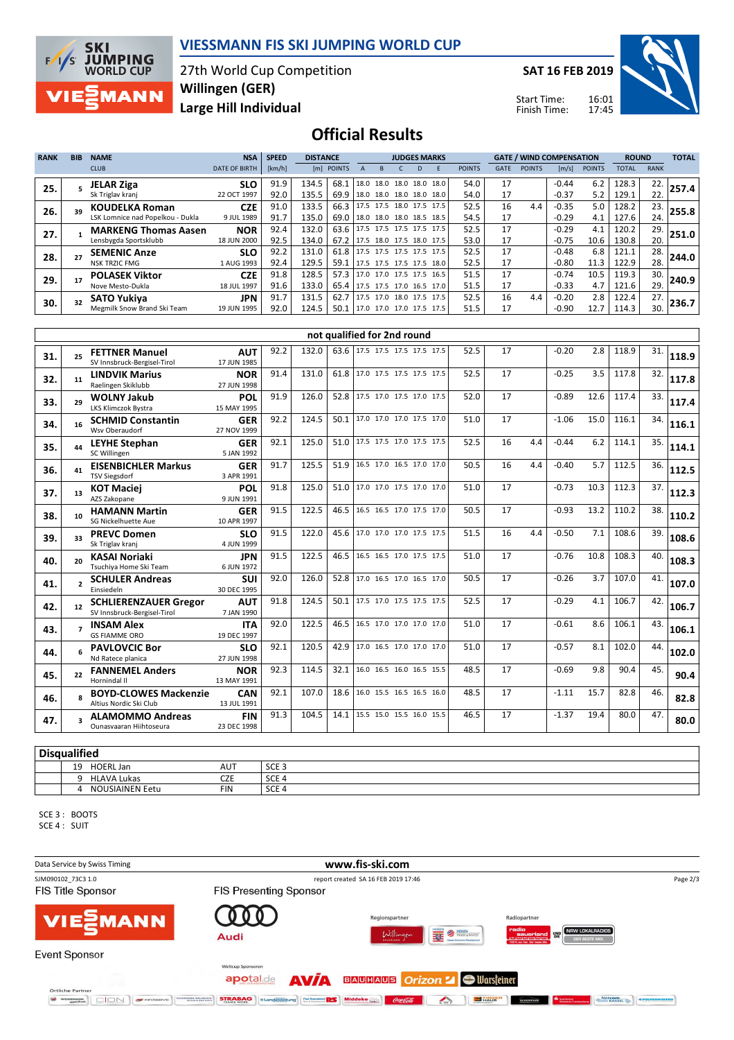# VIESSMANN FIS SKI JUMPING WORLD CUP

27th World Cup Competition
**Willingen (GER)**
**Large Hill Individual**

**SAT 16 FEB 2019**

Start Time: 16:01
Finish Time: 17:45

## Official Results

| RANK | BIB | NAME / CLUB | NSA / DATE OF BIRTH | SPEED [km/h] | DISTANCE [m] | DISTANCE POINTS | A | B | C | D | E | JUDGES POINTS | GATE | GATE POINTS | WIND [m/s] | WIND POINTS | ROUND TOTAL | ROUND RANK | TOTAL |
|---|---|---|---|---|---|---|---|---|---|---|---|---|---|---|---|---|---|---|---|
| 25. | 5 | **JELAR Ziga** | SLO | 91.9 | 134.5 | 68.1 | 18.0 | 18.0 | 18.0 | 18.0 | 18.0 | 54.0 | 17 | | -0.44 | 6.2 | 128.3 | 22. | 257.4 |
| | | Sk Triglav kranj | 22 OCT 1997 | 92.0 | 135.5 | 69.9 | 18.0 | 18.0 | 18.0 | 18.0 | 18.0 | 54.0 | 17 | | -0.37 | 5.2 | 129.1 | 22. | |
| 26. | 39 | **KOUDELKA Roman** | CZE | 91.0 | 133.5 | 66.3 | 17.5 | 17.5 | 18.0 | 17.5 | 17.5 | 52.5 | 16 | 4.4 | -0.35 | 5.0 | 128.2 | 23. | 255.8 |
| | | LSK Lomnice nad Popelkou - Dukla | 9 JUL 1989 | 91.7 | 135.0 | 69.0 | 18.0 | 18.0 | 18.0 | 18.5 | 18.5 | 54.5 | 17 | | -0.29 | 4.1 | 127.6 | 24. | |
| 27. | 1 | **MARKENG Thomas Aasen** | NOR | 92.4 | 132.0 | 63.6 | 17.5 | 17.5 | 17.5 | 17.5 | 17.5 | 52.5 | 17 | | -0.29 | 4.1 | 120.2 | 29. | 251.0 |
| | | Lensbygda Sportsklubb | 18 JUN 2000 | 92.5 | 134.0 | 67.2 | 17.5 | 18.0 | 17.5 | 18.0 | 17.5 | 53.0 | 17 | | -0.75 | 10.6 | 130.8 | 20. | |
| 28. | 27 | **SEMENIC Anze** | SLO | 92.2 | 131.0 | 61.8 | 17.5 | 17.5 | 17.5 | 17.5 | 17.5 | 52.5 | 17 | | -0.48 | 6.8 | 121.1 | 28. | 244.0 |
| | | NSK TRZIC FMG | 1 AUG 1993 | 92.4 | 129.5 | 59.1 | 17.5 | 17.5 | 17.5 | 17.5 | 18.0 | 52.5 | 17 | | -0.80 | 11.3 | 122.9 | 28. | |
| 29. | 17 | **POLASEK Viktor** | CZE | 91.8 | 128.5 | 57.3 | 17.0 | 17.0 | 17.5 | 17.5 | 16.5 | 51.5 | 17 | | -0.74 | 10.5 | 119.3 | 30. | 240.9 |
| | | Nove Mesto-Dukla | 18 JUL 1997 | 91.6 | 133.0 | 65.4 | 17.5 | 17.5 | 17.0 | 16.5 | 17.0 | 51.5 | 17 | | -0.33 | 4.7 | 121.6 | 29. | |
| 30. | 32 | **SATO Yukiya** | JPN | 91.7 | 131.5 | 62.7 | 17.5 | 17.0 | 18.0 | 17.5 | 17.5 | 52.5 | 16 | 4.4 | -0.20 | 2.8 | 122.4 | 27. | 236.7 |
| | | Megmilk Snow Brand Ski Team | 19 JUN 1995 | 92.0 | 124.5 | 50.1 | 17.0 | 17.0 | 17.5 | 17.5 | 17.5 | 51.5 | 17 | | -0.90 | 12.7 | 114.3 | 30. | |

### not qualified for 2nd round

| RANK | BIB | NAME / CLUB | NSA / DATE OF BIRTH | SPEED [km/h] | DISTANCE [m] | DISTANCE POINTS | A | B | C | D | E | JUDGES POINTS | GATE | GATE POINTS | WIND [m/s] | WIND POINTS | ROUND TOTAL | ROUND RANK | TOTAL |
|---|---|---|---|---|---|---|---|---|---|---|---|---|---|---|---|---|---|---|---|
| 31. | 25 | **FETTNER Manuel** / SV Innsbruck-Bergisel-Tirol | AUT / 17 JUN 1985 | 92.2 | 132.0 | 63.6 | 17.5 | 17.5 | 17.5 | 17.5 | 17.5 | 52.5 | 17 | | -0.20 | 2.8 | 118.9 | 31. | 118.9 |
| 32. | 11 | **LINDVIK Marius** / Raelingen Skiklubb | NOR / 27 JUN 1998 | 91.4 | 131.0 | 61.8 | 17.0 | 17.5 | 17.5 | 17.5 | 17.5 | 52.5 | 17 | | -0.25 | 3.5 | 117.8 | 32. | 117.8 |
| 33. | 29 | **WOLNY Jakub** / LKS Klimczok Bystra | POL / 15 MAY 1995 | 91.9 | 126.0 | 52.8 | 17.5 | 17.0 | 17.5 | 17.0 | 17.5 | 52.0 | 17 | | -0.89 | 12.6 | 117.4 | 33. | 117.4 |
| 34. | 16 | **SCHMID Constantin** / Wsv Oberaudorf | GER / 27 NOV 1999 | 92.2 | 124.5 | 50.1 | 17.0 | 17.0 | 17.0 | 17.5 | 17.0 | 51.0 | 17 | | -1.06 | 15.0 | 116.1 | 34. | 116.1 |
| 35. | 44 | **LEYHE Stephan** / SC Willingen | GER / 5 JAN 1992 | 92.1 | 125.0 | 51.0 | 17.5 | 17.5 | 17.0 | 17.5 | 17.5 | 52.5 | 16 | 4.4 | -0.44 | 6.2 | 114.1 | 35. | 114.1 |
| 36. | 41 | **EISENBICHLER Markus** / TSV Siegsdorf | GER / 3 APR 1991 | 91.7 | 125.5 | 51.9 | 16.5 | 17.0 | 16.5 | 17.0 | 17.0 | 50.5 | 16 | 4.4 | -0.40 | 5.7 | 112.5 | 36. | 112.5 |
| 37. | 13 | **KOT Maciej** / AZS Zakopane | POL / 9 JUN 1991 | 91.8 | 125.0 | 51.0 | 17.0 | 17.0 | 17.5 | 17.0 | 17.0 | 51.0 | 17 | | -0.73 | 10.3 | 112.3 | 37. | 112.3 |
| 38. | 10 | **HAMANN Martin** / SG Nickelhuette Aue | GER / 10 APR 1997 | 91.5 | 122.5 | 46.5 | 16.5 | 16.5 | 17.0 | 17.5 | 17.0 | 50.5 | 17 | | -0.93 | 13.2 | 110.2 | 38. | 110.2 |
| 39. | 33 | **PREVC Domen** / Sk Triglav kranj | SLO / 4 JUN 1999 | 91.5 | 122.0 | 45.6 | 17.0 | 17.0 | 17.0 | 17.5 | 17.5 | 51.5 | 16 | 4.4 | -0.50 | 7.1 | 108.6 | 39. | 108.6 |
| 40. | 20 | **KASAI Noriaki** / Tsuchiya Home Ski Team | JPN / 6 JUN 1972 | 91.5 | 122.5 | 46.5 | 16.5 | 16.5 | 17.0 | 17.5 | 17.5 | 51.0 | 17 | | -0.76 | 10.8 | 108.3 | 40. | 108.3 |
| 41. | 2 | **SCHULER Andreas** / Einsiedeln | SUI / 30 DEC 1995 | 92.0 | 126.0 | 52.8 | 17.0 | 16.5 | 17.0 | 16.5 | 17.0 | 50.5 | 17 | | -0.26 | 3.7 | 107.0 | 41. | 107.0 |
| 42. | 12 | **SCHLIERENZAUER Gregor** / SV Innsbruck-Bergisel-Tirol | AUT / 7 JAN 1990 | 91.8 | 124.5 | 50.1 | 17.5 | 17.0 | 17.5 | 17.5 | 17.5 | 52.5 | 17 | | -0.29 | 4.1 | 106.7 | 42. | 106.7 |
| 43. | 7 | **INSAM Alex** / GS FIAMME ORO | ITA / 19 DEC 1997 | 92.0 | 122.5 | 46.5 | 16.5 | 17.0 | 17.0 | 17.0 | 17.0 | 51.0 | 17 | | -0.61 | 8.6 | 106.1 | 43. | 106.1 |
| 44. | 6 | **PAVLOVCIC Bor** / Nd Ratece planica | SLO / 27 JUN 1998 | 92.1 | 120.5 | 42.9 | 17.0 | 16.5 | 17.0 | 17.0 | 17.0 | 51.0 | 17 | | -0.57 | 8.1 | 102.0 | 44. | 102.0 |
| 45. | 22 | **FANNEMEL Anders** / Hornindal Il | NOR / 13 MAY 1991 | 92.3 | 114.5 | 32.1 | 16.0 | 16.5 | 16.0 | 16.5 | 15.5 | 48.5 | 17 | | -0.69 | 9.8 | 90.4 | 45. | 90.4 |
| 46. | 8 | **BOYD-CLOWES Mackenzie** / Altius Nordic Ski Club | CAN / 13 JUL 1991 | 92.1 | 107.0 | 18.6 | 16.0 | 15.5 | 16.5 | 16.5 | 16.0 | 48.5 | 17 | | -1.11 | 15.7 | 82.8 | 46. | 82.8 |
| 47. | 3 | **ALAMOMMO Andreas** / Ounasvaaran Hiihtoseura | FIN / 23 DEC 1998 | 91.3 | 104.5 | 14.1 | 15.5 | 15.0 | 15.5 | 16.0 | 15.5 | 46.5 | 17 | | -1.37 | 19.4 | 80.0 | 47. | 80.0 |

### Disqualified

| BIB | NAME | NSA | REASON |
|---|---|---|---|
| 19 | HOERL Jan | AUT | SCE 3 |
| 9 | HLAVA Lukas | CZE | SCE 4 |
| 4 | NOUSIAINEN Eetu | FIN | SCE 4 |

SCE 3 : BOOTS
SCE 4 : SUIT

Data Service by Swiss Timing — www.fis-ski.com

SJM090102_73C3 1.0 — report created SA 16 FEB 2019 17:46

FIS Title Sponsor: VIESSMANN
FIS Presenting Sponsor: Audi
Event Sponsor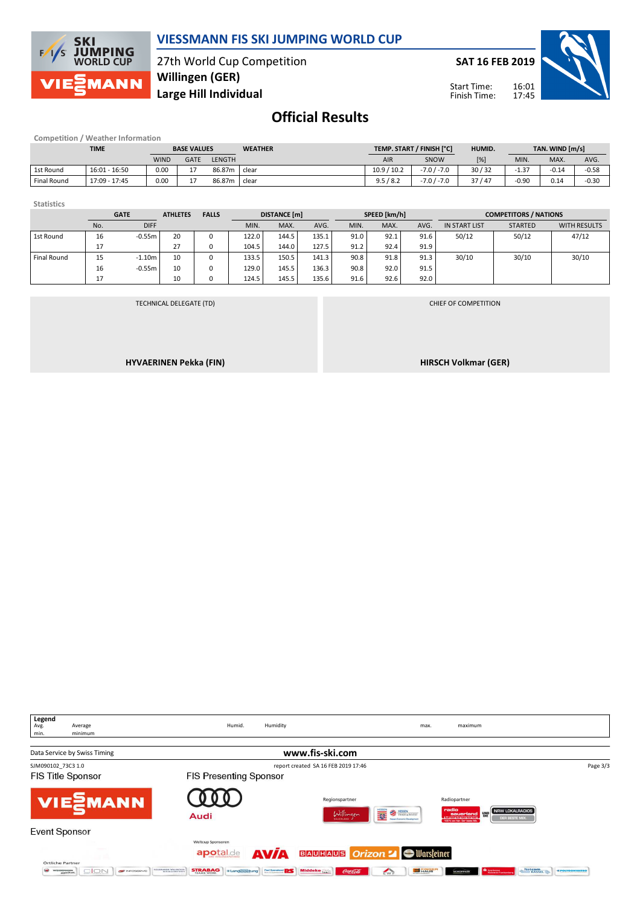# VIESSMANN FIS SKI JUMPING WORLD CUP

27th World Cup Competition

**Willingen (GER)**

**Large Hill Individual**

**SAT 16 FEB 2019**

Start Time: 16:01

Finish Time: 17:45

## Official Results

### Competition / Weather Information

| | TIME | BASE VALUES | | | WEATHER | TEMP. START / FINISH [°C] | | HUMID. | TAN. WIND [m/s] | | |
|---|---|---|---|---|---|---|---|---|---|---|---|
| | | WIND | GATE | LENGTH | | AIR | SNOW | [%] | MIN. | MAX. | AVG. |
| 1st Round | 16:01 - 16:50 | 0.00 | 17 | 86.87m | clear | 10.9 / 10.2 | -7.0 / -7.0 | 30 / 32 | -1.37 | -0.14 | -0.58 |
| Final Round | 17:09 - 17:45 | 0.00 | 17 | 86.87m | clear | 9.5 / 8.2 | -7.0 / -7.0 | 37 / 47 | -0.90 | 0.14 | -0.30 |

### Statistics

| | GATE | | ATHLETES | FALLS | DISTANCE [m] | | | SPEED [km/h] | | | COMPETITORS / NATIONS | | |
|---|---|---|---|---|---|---|---|---|---|---|---|---|---|
| | No. | DIFF | | | MIN. | MAX. | AVG. | MIN. | MAX. | AVG. | IN START LIST | STARTED | WITH RESULTS |
| 1st Round | 16 | -0.55m | 20 | 0 | 122.0 | 144.5 | 135.1 | 91.0 | 92.1 | 91.6 | 50/12 | 50/12 | 47/12 |
| | 17 | | 27 | 0 | 104.5 | 144.0 | 127.5 | 91.2 | 92.4 | 91.9 | | | |
| Final Round | 15 | -1.10m | 10 | 0 | 133.5 | 150.5 | 141.3 | 90.8 | 91.8 | 91.3 | 30/10 | 30/10 | 30/10 |
| | 16 | -0.55m | 10 | 0 | 129.0 | 145.5 | 136.3 | 90.8 | 92.0 | 91.5 | | | |
| | 17 | | 10 | 0 | 124.5 | 145.5 | 135.6 | 91.6 | 92.6 | 92.0 | | | |

| TECHNICAL DELEGATE (TD) | CHIEF OF COMPETITION |
|---|---|
| **HYVAERINEN Pekka (FIN)** | **HIRSCH Volkmar (GER)** |

**Legend**

Avg. Average | min. minimum | Humid. Humidity | max. maximum

Data Service by Swiss Timing

www.fis-ski.com

SJM090102_73C3 1.0 report created SA 16 FEB 2019 17:46

FIS Title Sponsor

FIS Presenting Sponsor

Event Sponsor